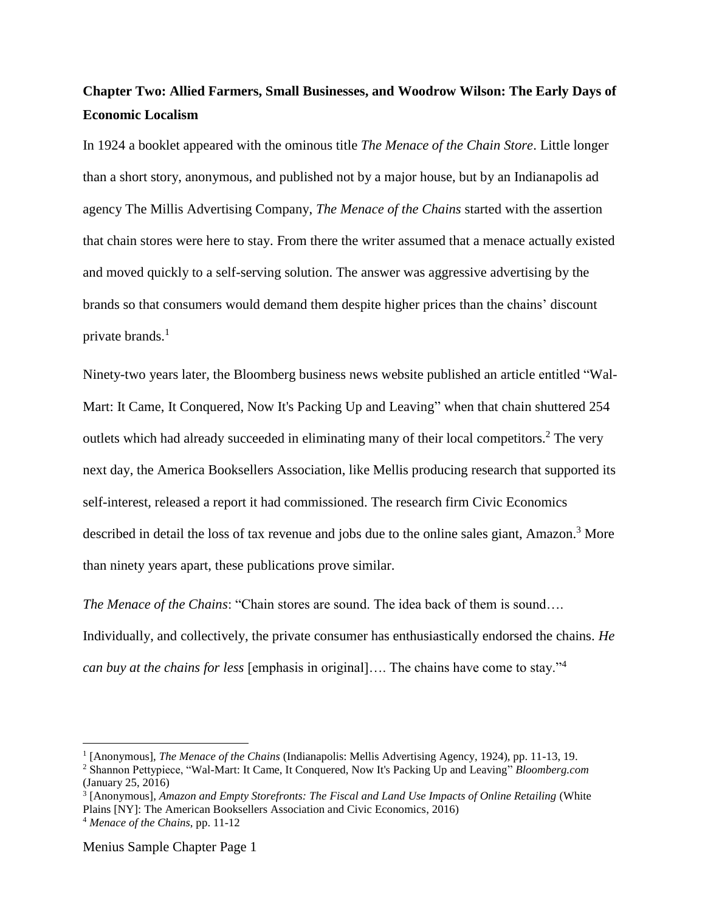**Chapter Two: Allied Farmers, Small Businesses, and Woodrow Wilson: The Early Days of Economic Localism**

In 1924 a booklet appeared with the ominous title *The Menace of the Chain Store*. Little longer than a short story, anonymous, and published not by a major house, but by an Indianapolis ad agency The Millis Advertising Company, *The Menace of the Chains* started with the assertion that chain stores were here to stay. From there the writer assumed that a menace actually existed and moved quickly to a self-serving solution. The answer was aggressive advertising by the brands so that consumers would demand them despite higher prices than the chains' discount private brands.[1]

Ninety-two years later, the Bloomberg business news website published an article entitled "Wal-Mart: It Came, It Conquered, Now It's Packing Up and Leaving" when that chain shuttered 254 outlets which had already succeeded in eliminating many of their local competitors.[2] The very next day, the America Booksellers Association, like Mellis producing research that supported its self-interest, released a report it had commissioned. The research firm Civic Economics described in detail the loss of tax revenue and jobs due to the online sales giant, Amazon.[3] More than ninety years apart, these publications prove similar.

*The Menace of the Chains*: "Chain stores are sound. The idea back of them is sound…. Individually, and collectively, the private consumer has enthusiastically endorsed the chains. *He can buy at the chains for less* [emphasis in original]…. The chains have come to stay."[4]

---

[1] [Anonymous], *The Menace of the Chains* (Indianapolis: Mellis Advertising Agency, 1924), pp. 11-13, 19.

[2] Shannon Pettypiece, "Wal-Mart: It Came, It Conquered, Now It's Packing Up and Leaving" *Bloomberg.com* (January 25, 2016)

[3] [Anonymous], *Amazon and Empty Storefronts: The Fiscal and Land Use Impacts of Online Retailing* (White Plains [NY]: The American Booksellers Association and Civic Economics, 2016)

[4] *Menace of the Chains*, pp. 11-12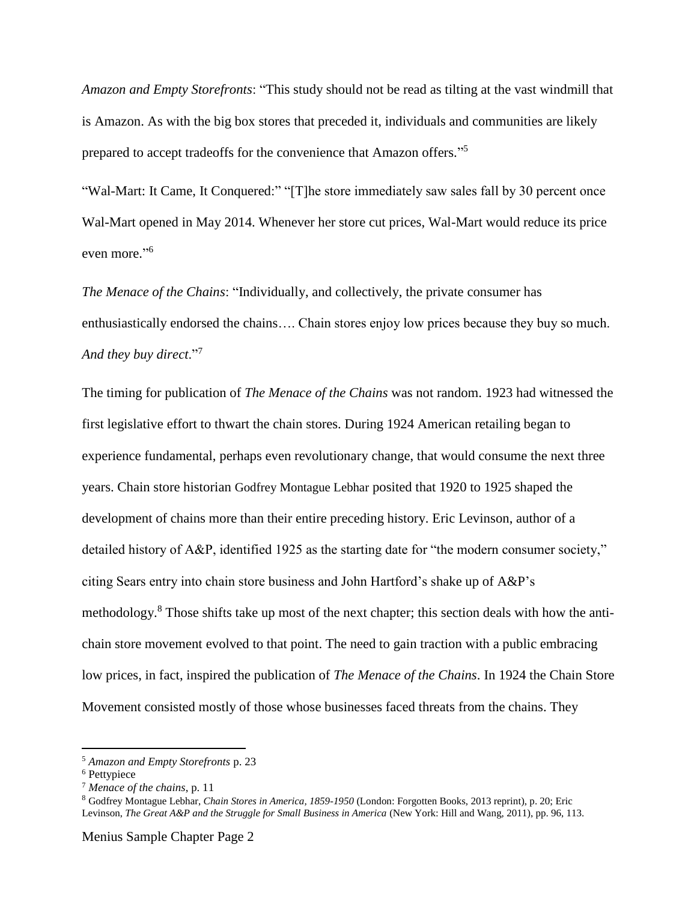*Amazon and Empty Storefronts*: “This study should not be read as tilting at the vast windmill that is Amazon. As with the big box stores that preceded it, individuals and communities are likely prepared to accept tradeoffs for the convenience that Amazon offers.”[5]

“Wal-Mart: It Came, It Conquered:” “[T]he store immediately saw sales fall by 30 percent once Wal-Mart opened in May 2014. Whenever her store cut prices, Wal-Mart would reduce its price even more.”[6]

*The Menace of the Chains*: “Individually, and collectively, the private consumer has enthusiastically endorsed the chains…. Chain stores enjoy low prices because they buy so much. *And they buy direct*.”[7]

The timing for publication of *The Menace of the Chains* was not random. 1923 had witnessed the first legislative effort to thwart the chain stores. During 1924 American retailing began to experience fundamental, perhaps even revolutionary change, that would consume the next three years. Chain store historian Godfrey Montague Lebhar posited that 1920 to 1925 shaped the development of chains more than their entire preceding history. Eric Levinson, author of a detailed history of A&P, identified 1925 as the starting date for “the modern consumer society,” citing Sears entry into chain store business and John Hartford’s shake up of A&P’s methodology.[8] Those shifts take up most of the next chapter; this section deals with how the anti-chain store movement evolved to that point. The need to gain traction with a public embracing low prices, in fact, inspired the publication of *The Menace of the Chains*. In 1924 the Chain Store Movement consisted mostly of those whose businesses faced threats from the chains. They

---

[5] *Amazon and Empty Storefronts* p. 23

[6] Pettypiece

[7] *Menace of the chains*, p. 11

[8] Godfrey Montague Lebhar, *Chain Stores in America, 1859-1950* (London: Forgotten Books, 2013 reprint), p. 20; Eric Levinson, *The Great A&P and the Struggle for Small Business in America* (New York: Hill and Wang, 2011), pp. 96, 113.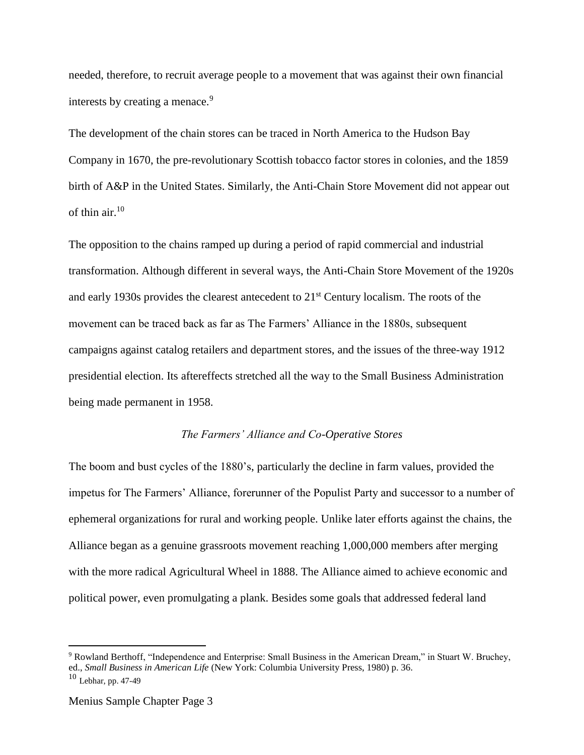needed, therefore, to recruit average people to a movement that was against their own financial interests by creating a menace.[9]

The development of the chain stores can be traced in North America to the Hudson Bay Company in 1670, the pre-revolutionary Scottish tobacco factor stores in colonies, and the 1859 birth of A&P in the United States. Similarly, the Anti-Chain Store Movement did not appear out of thin air.[10]

The opposition to the chains ramped up during a period of rapid commercial and industrial transformation. Although different in several ways, the Anti-Chain Store Movement of the 1920s and early 1930s provides the clearest antecedent to 21st Century localism. The roots of the movement can be traced back as far as The Farmers' Alliance in the 1880s, subsequent campaigns against catalog retailers and department stores, and the issues of the three-way 1912 presidential election. Its aftereffects stretched all the way to the Small Business Administration being made permanent in 1958.

*The Farmers' Alliance and Co-Operative Stores*

The boom and bust cycles of the 1880's, particularly the decline in farm values, provided the impetus for The Farmers' Alliance, forerunner of the Populist Party and successor to a number of ephemeral organizations for rural and working people. Unlike later efforts against the chains, the Alliance began as a genuine grassroots movement reaching 1,000,000 members after merging with the more radical Agricultural Wheel in 1888. The Alliance aimed to achieve economic and political power, even promulgating a plank. Besides some goals that addressed federal land

---

[9] Rowland Berthoff, "Independence and Enterprise: Small Business in the American Dream," in Stuart W. Bruchey, ed., *Small Business in American Life* (New York: Columbia University Press, 1980) p. 36.

[10] Lebhar, pp. 47-49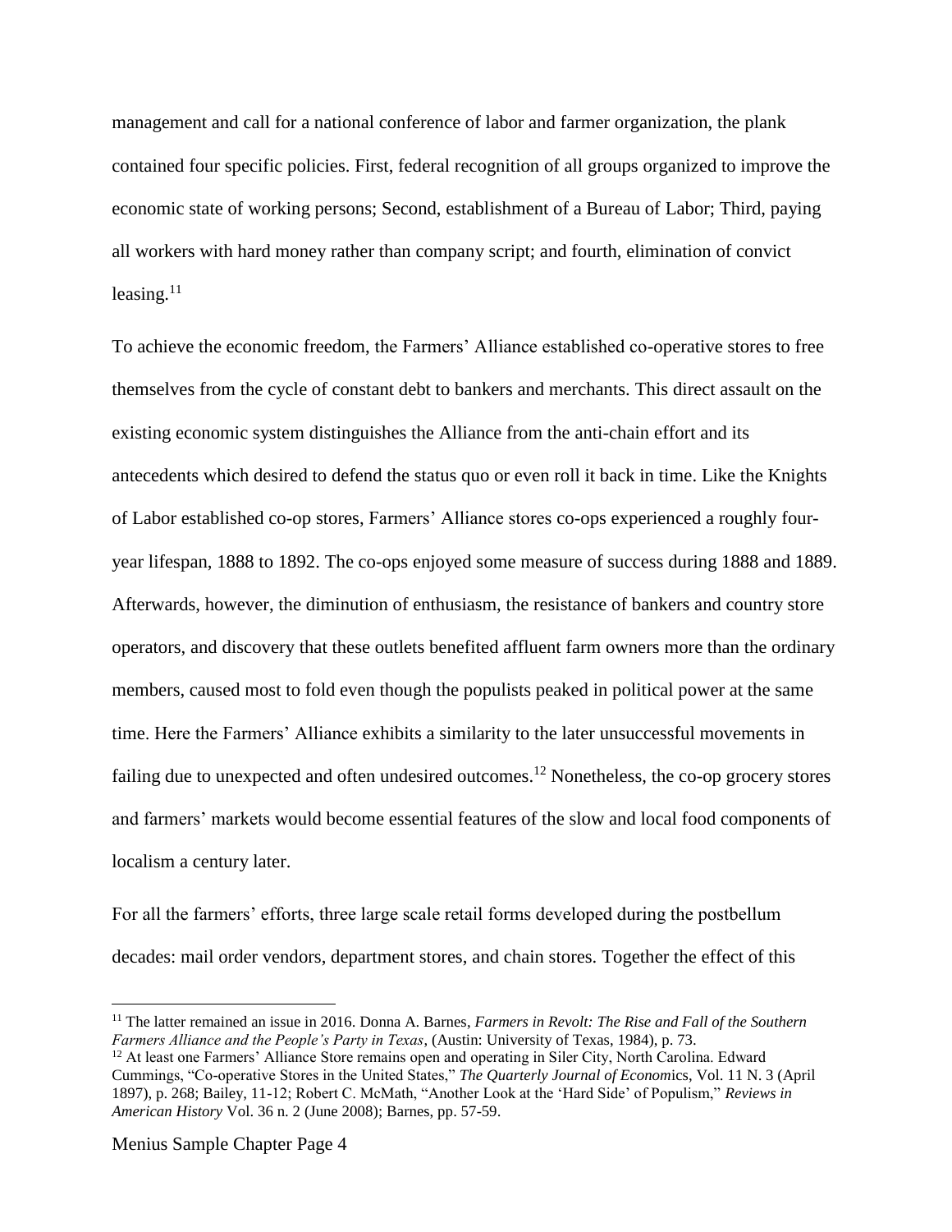management and call for a national conference of labor and farmer organization, the plank contained four specific policies. First, federal recognition of all groups organized to improve the economic state of working persons; Second, establishment of a Bureau of Labor; Third, paying all workers with hard money rather than company script; and fourth, elimination of convict leasing.[11]

To achieve the economic freedom, the Farmers' Alliance established co-operative stores to free themselves from the cycle of constant debt to bankers and merchants. This direct assault on the existing economic system distinguishes the Alliance from the anti-chain effort and its antecedents which desired to defend the status quo or even roll it back in time. Like the Knights of Labor established co-op stores, Farmers' Alliance stores co-ops experienced a roughly four-year lifespan, 1888 to 1892. The co-ops enjoyed some measure of success during 1888 and 1889. Afterwards, however, the diminution of enthusiasm, the resistance of bankers and country store operators, and discovery that these outlets benefited affluent farm owners more than the ordinary members, caused most to fold even though the populists peaked in political power at the same time. Here the Farmers' Alliance exhibits a similarity to the later unsuccessful movements in failing due to unexpected and often undesired outcomes.[12] Nonetheless, the co-op grocery stores and farmers' markets would become essential features of the slow and local food components of localism a century later.

For all the farmers' efforts, three large scale retail forms developed during the postbellum decades: mail order vendors, department stores, and chain stores. Together the effect of this

---

[11] The latter remained an issue in 2016. Donna A. Barnes, *Farmers in Revolt: The Rise and Fall of the Southern Farmers Alliance and the People's Party in Texas*, (Austin: University of Texas, 1984), p. 73.

[12] At least one Farmers' Alliance Store remains open and operating in Siler City, North Carolina. Edward Cummings, "Co-operative Stores in the United States," *The Quarterly Journal of Economics*, Vol. 11 N. 3 (April 1897), p. 268; Bailey, 11-12; Robert C. McMath, "Another Look at the 'Hard Side' of Populism," *Reviews in American History* Vol. 36 n. 2 (June 2008); Barnes, pp. 57-59.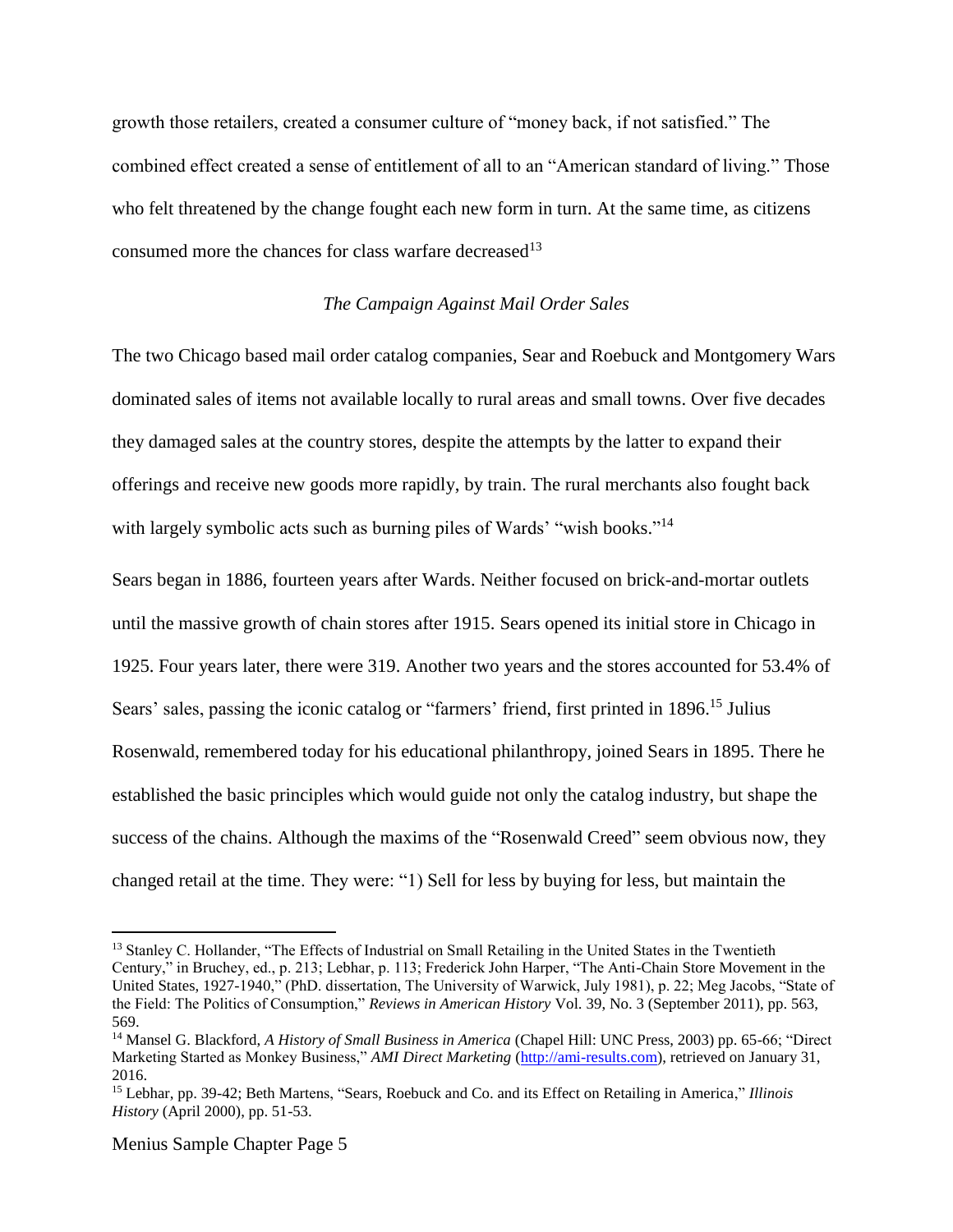growth those retailers, created a consumer culture of "money back, if not satisfied." The combined effect created a sense of entitlement of all to an "American standard of living." Those who felt threatened by the change fought each new form in turn. At the same time, as citizens consumed more the chances for class warfare decreased[13]

*The Campaign Against Mail Order Sales*

The two Chicago based mail order catalog companies, Sear and Roebuck and Montgomery Wars dominated sales of items not available locally to rural areas and small towns. Over five decades they damaged sales at the country stores, despite the attempts by the latter to expand their offerings and receive new goods more rapidly, by train. The rural merchants also fought back with largely symbolic acts such as burning piles of Wards' "wish books."[14]

Sears began in 1886, fourteen years after Wards. Neither focused on brick-and-mortar outlets until the massive growth of chain stores after 1915. Sears opened its initial store in Chicago in 1925. Four years later, there were 319. Another two years and the stores accounted for 53.4% of Sears' sales, passing the iconic catalog or "farmers' friend, first printed in 1896.[15] Julius Rosenwald, remembered today for his educational philanthropy, joined Sears in 1895. There he established the basic principles which would guide not only the catalog industry, but shape the success of the chains. Although the maxims of the "Rosenwald Creed" seem obvious now, they changed retail at the time. They were: "1) Sell for less by buying for less, but maintain the

---

[13] Stanley C. Hollander, "The Effects of Industrial on Small Retailing in the United States in the Twentieth Century," in Bruchey, ed., p. 213; Lebhar, p. 113; Frederick John Harper, "The Anti-Chain Store Movement in the United States, 1927-1940," (PhD. dissertation, The University of Warwick, July 1981), p. 22; Meg Jacobs, "State of the Field: The Politics of Consumption," *Reviews in American History* Vol. 39, No. 3 (September 2011), pp. 563, 569.

[14] Mansel G. Blackford, *A History of Small Business in America* (Chapel Hill: UNC Press, 2003) pp. 65-66; "Direct Marketing Started as Monkey Business," *AMI Direct Marketing* (http://ami-results.com), retrieved on January 31, 2016.

[15] Lebhar, pp. 39-42; Beth Martens, "Sears, Roebuck and Co. and its Effect on Retailing in America," *Illinois History* (April 2000), pp. 51-53.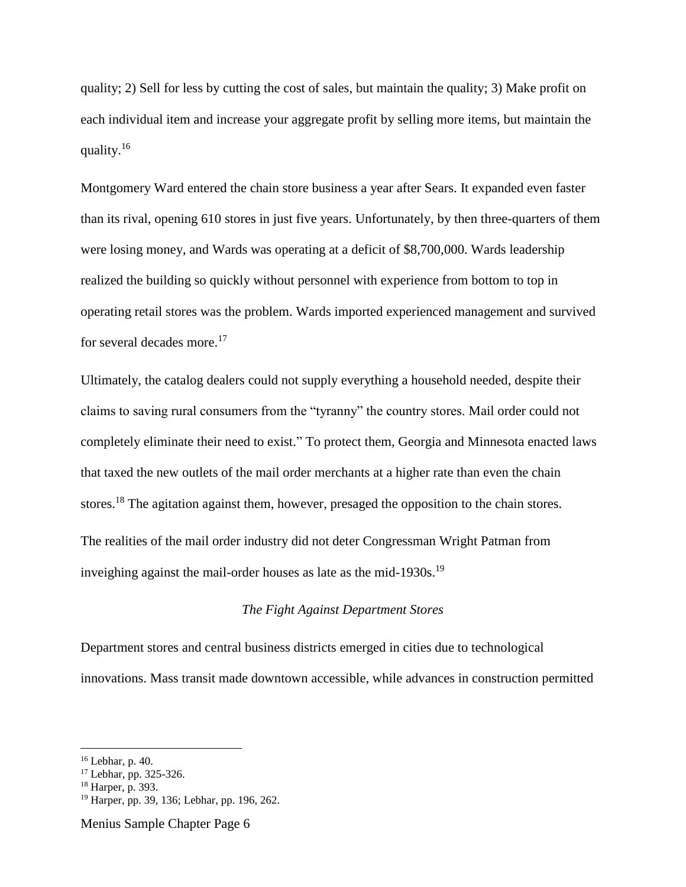quality; 2) Sell for less by cutting the cost of sales, but maintain the quality; 3) Make profit on each individual item and increase your aggregate profit by selling more items, but maintain the quality.[16]

Montgomery Ward entered the chain store business a year after Sears. It expanded even faster than its rival, opening 610 stores in just five years. Unfortunately, by then three-quarters of them were losing money, and Wards was operating at a deficit of $8,700,000. Wards leadership realized the building so quickly without personnel with experience from bottom to top in operating retail stores was the problem. Wards imported experienced management and survived for several decades more.[17]

Ultimately, the catalog dealers could not supply everything a household needed, despite their claims to saving rural consumers from the "tyranny" the country stores. Mail order could not completely eliminate their need to exist." To protect them, Georgia and Minnesota enacted laws that taxed the new outlets of the mail order merchants at a higher rate than even the chain stores.[18] The agitation against them, however, presaged the opposition to the chain stores.

The realities of the mail order industry did not deter Congressman Wright Patman from inveighing against the mail-order houses as late as the mid-1930s.[19]

*The Fight Against Department Stores*

Department stores and central business districts emerged in cities due to technological innovations. Mass transit made downtown accessible, while advances in construction permitted

---

[16] Lebhar, p. 40.

[17] Lebhar, pp. 325-326.

[18] Harper, p. 393.

[19] Harper, pp. 39, 136; Lebhar, pp. 196, 262.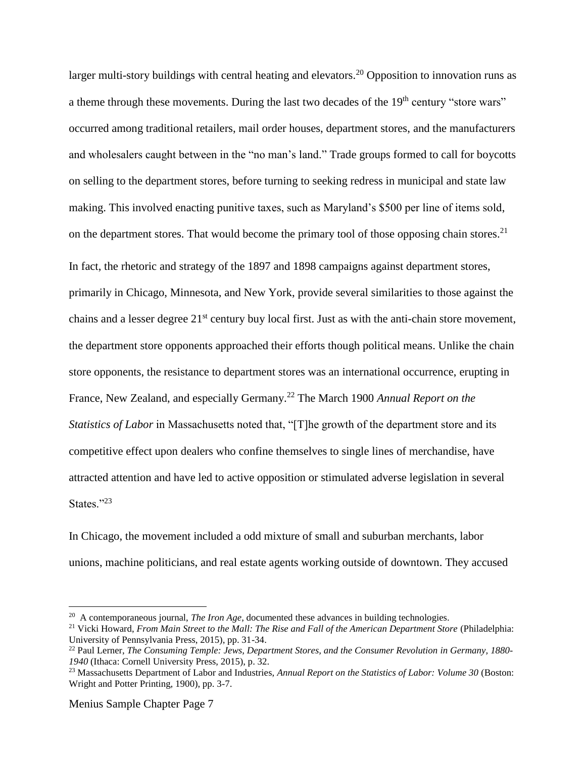larger multi-story buildings with central heating and elevators.[20] Opposition to innovation runs as a theme through these movements. During the last two decades of the 19th century "store wars" occurred among traditional retailers, mail order houses, department stores, and the manufacturers and wholesalers caught between in the "no man's land." Trade groups formed to call for boycotts on selling to the department stores, before turning to seeking redress in municipal and state law making. This involved enacting punitive taxes, such as Maryland's $500 per line of items sold, on the department stores. That would become the primary tool of those opposing chain stores.[21]

In fact, the rhetoric and strategy of the 1897 and 1898 campaigns against department stores, primarily in Chicago, Minnesota, and New York, provide several similarities to those against the chains and a lesser degree 21st century buy local first. Just as with the anti-chain store movement, the department store opponents approached their efforts though political means. Unlike the chain store opponents, the resistance to department stores was an international occurrence, erupting in France, New Zealand, and especially Germany.[22] The March 1900 *Annual Report on the Statistics of Labor* in Massachusetts noted that, "[T]he growth of the department store and its competitive effect upon dealers who confine themselves to single lines of merchandise, have attracted attention and have led to active opposition or stimulated adverse legislation in several States."[23]

In Chicago, the movement included a odd mixture of small and suburban merchants, labor unions, machine politicians, and real estate agents working outside of downtown. They accused

---

[20] A contemporaneous journal, *The Iron Age*, documented these advances in building technologies.

[21] Vicki Howard, *From Main Street to the Mall: The Rise and Fall of the American Department Store* (Philadelphia: University of Pennsylvania Press, 2015), pp. 31-34.

[22] Paul Lerner, *The Consuming Temple: Jews, Department Stores, and the Consumer Revolution in Germany, 1880-1940* (Ithaca: Cornell University Press, 2015), p. 32.

[23] Massachusetts Department of Labor and Industries, *Annual Report on the Statistics of Labor: Volume 30* (Boston: Wright and Potter Printing, 1900), pp. 3-7.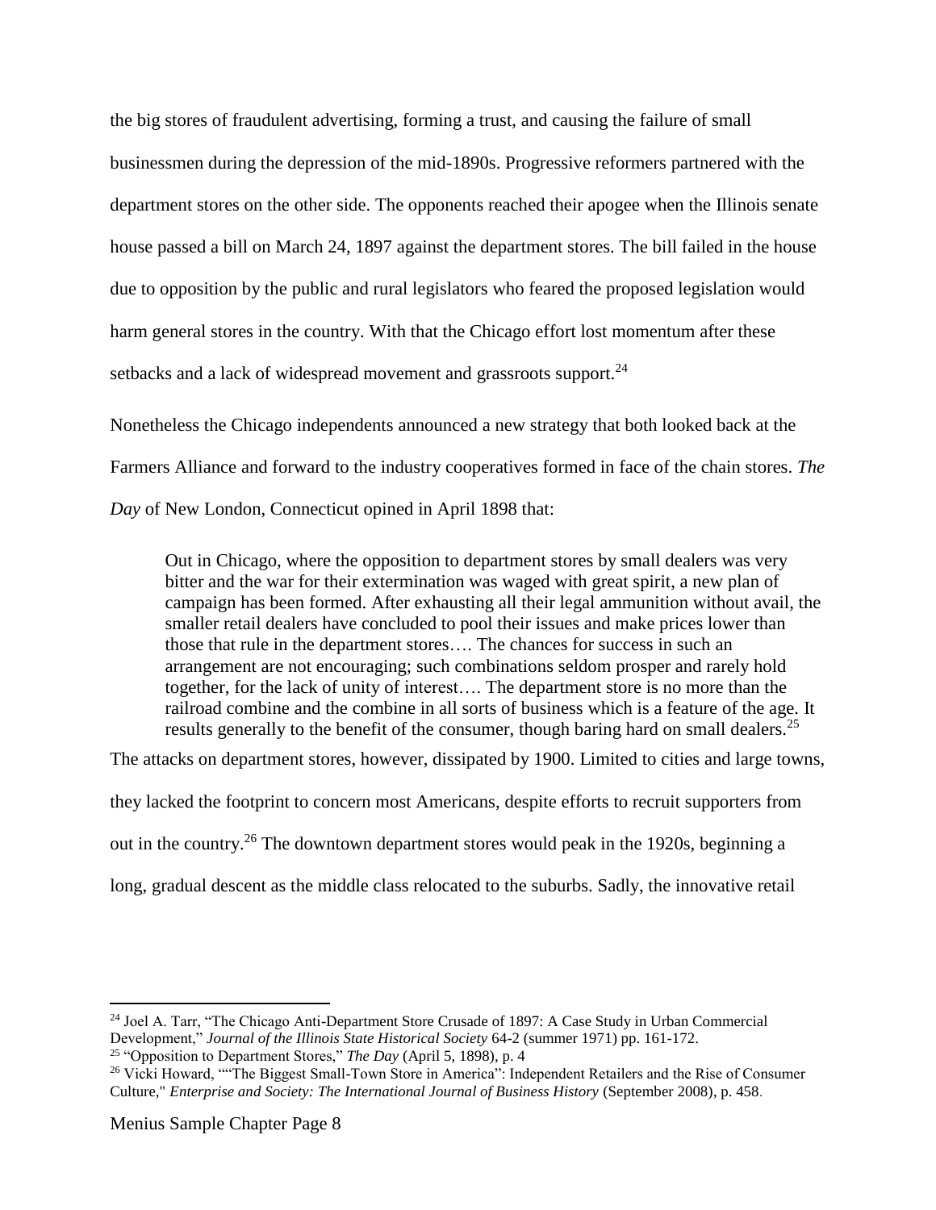the big stores of fraudulent advertising, forming a trust, and causing the failure of small businessmen during the depression of the mid-1890s. Progressive reformers partnered with the department stores on the other side. The opponents reached their apogee when the Illinois senate house passed a bill on March 24, 1897 against the department stores. The bill failed in the house due to opposition by the public and rural legislators who feared the proposed legislation would harm general stores in the country. With that the Chicago effort lost momentum after these setbacks and a lack of widespread movement and grassroots support.[24]

Nonetheless the Chicago independents announced a new strategy that both looked back at the Farmers Alliance and forward to the industry cooperatives formed in face of the chain stores. *The Day* of New London, Connecticut opined in April 1898 that:

> Out in Chicago, where the opposition to department stores by small dealers was very bitter and the war for their extermination was waged with great spirit, a new plan of campaign has been formed. After exhausting all their legal ammunition without avail, the smaller retail dealers have concluded to pool their issues and make prices lower than those that rule in the department stores…. The chances for success in such an arrangement are not encouraging; such combinations seldom prosper and rarely hold together, for the lack of unity of interest…. The department store is no more than the railroad combine and the combine in all sorts of business which is a feature of the age. It results generally to the benefit of the consumer, though baring hard on small dealers.[25]

The attacks on department stores, however, dissipated by 1900. Limited to cities and large towns, they lacked the footprint to concern most Americans, despite efforts to recruit supporters from out in the country.[26] The downtown department stores would peak in the 1920s, beginning a long, gradual descent as the middle class relocated to the suburbs. Sadly, the innovative retail

---

[24] Joel A. Tarr, "The Chicago Anti-Department Store Crusade of 1897: A Case Study in Urban Commercial Development," *Journal of the Illinois State Historical Society* 64-2 (summer 1971) pp. 161-172.

[25] "Opposition to Department Stores," *The Day* (April 5, 1898), p. 4

[26] Vicki Howard, ""The Biggest Small-Town Store in America": Independent Retailers and the Rise of Consumer Culture," *Enterprise and Society: The International Journal of Business History* (September 2008), p. 458.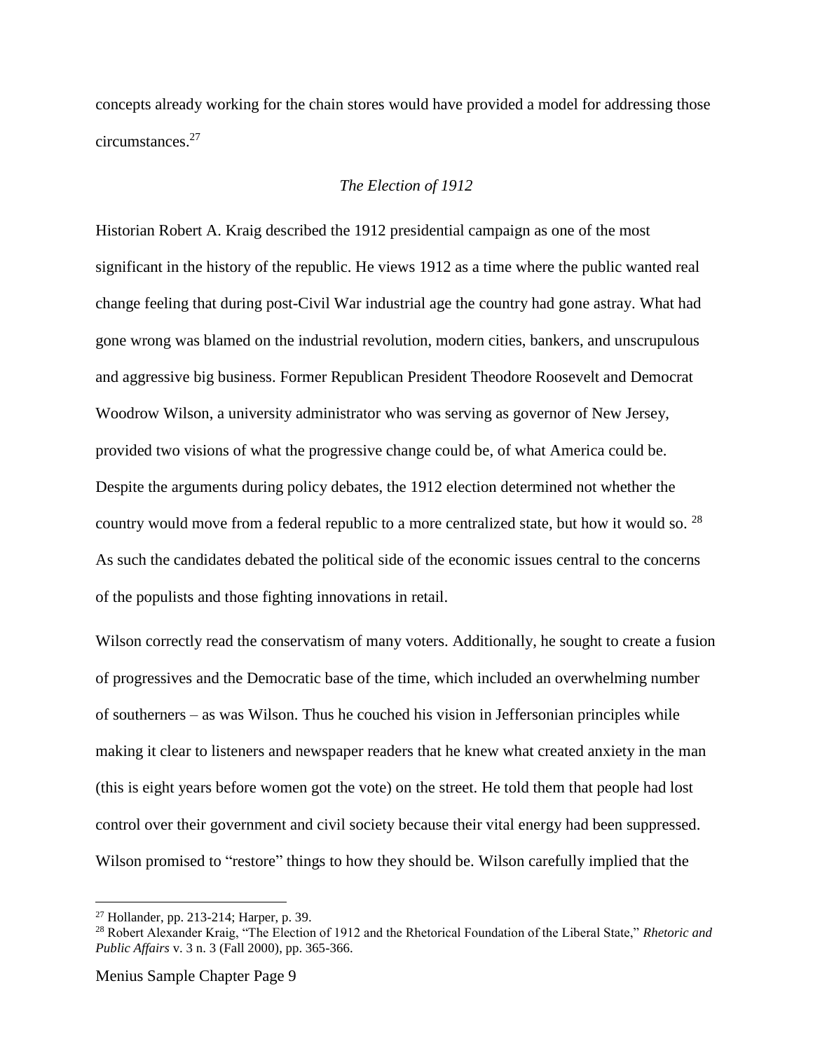concepts already working for the chain stores would have provided a model for addressing those circumstances.[27]

### *The Election of 1912*

Historian Robert A. Kraig described the 1912 presidential campaign as one of the most significant in the history of the republic. He views 1912 as a time where the public wanted real change feeling that during post-Civil War industrial age the country had gone astray. What had gone wrong was blamed on the industrial revolution, modern cities, bankers, and unscrupulous and aggressive big business. Former Republican President Theodore Roosevelt and Democrat Woodrow Wilson, a university administrator who was serving as governor of New Jersey, provided two visions of what the progressive change could be, of what America could be. Despite the arguments during policy debates, the 1912 election determined not whether the country would move from a federal republic to a more centralized state, but how it would so. [28] As such the candidates debated the political side of the economic issues central to the concerns of the populists and those fighting innovations in retail.

Wilson correctly read the conservatism of many voters. Additionally, he sought to create a fusion of progressives and the Democratic base of the time, which included an overwhelming number of southerners – as was Wilson. Thus he couched his vision in Jeffersonian principles while making it clear to listeners and newspaper readers that he knew what created anxiety in the man (this is eight years before women got the vote) on the street. He told them that people had lost control over their government and civil society because their vital energy had been suppressed. Wilson promised to "restore" things to how they should be. Wilson carefully implied that the

---

[27] Hollander, pp. 213-214; Harper, p. 39.

[28] Robert Alexander Kraig, "The Election of 1912 and the Rhetorical Foundation of the Liberal State," *Rhetoric and Public Affairs* v. 3 n. 3 (Fall 2000), pp. 365-366.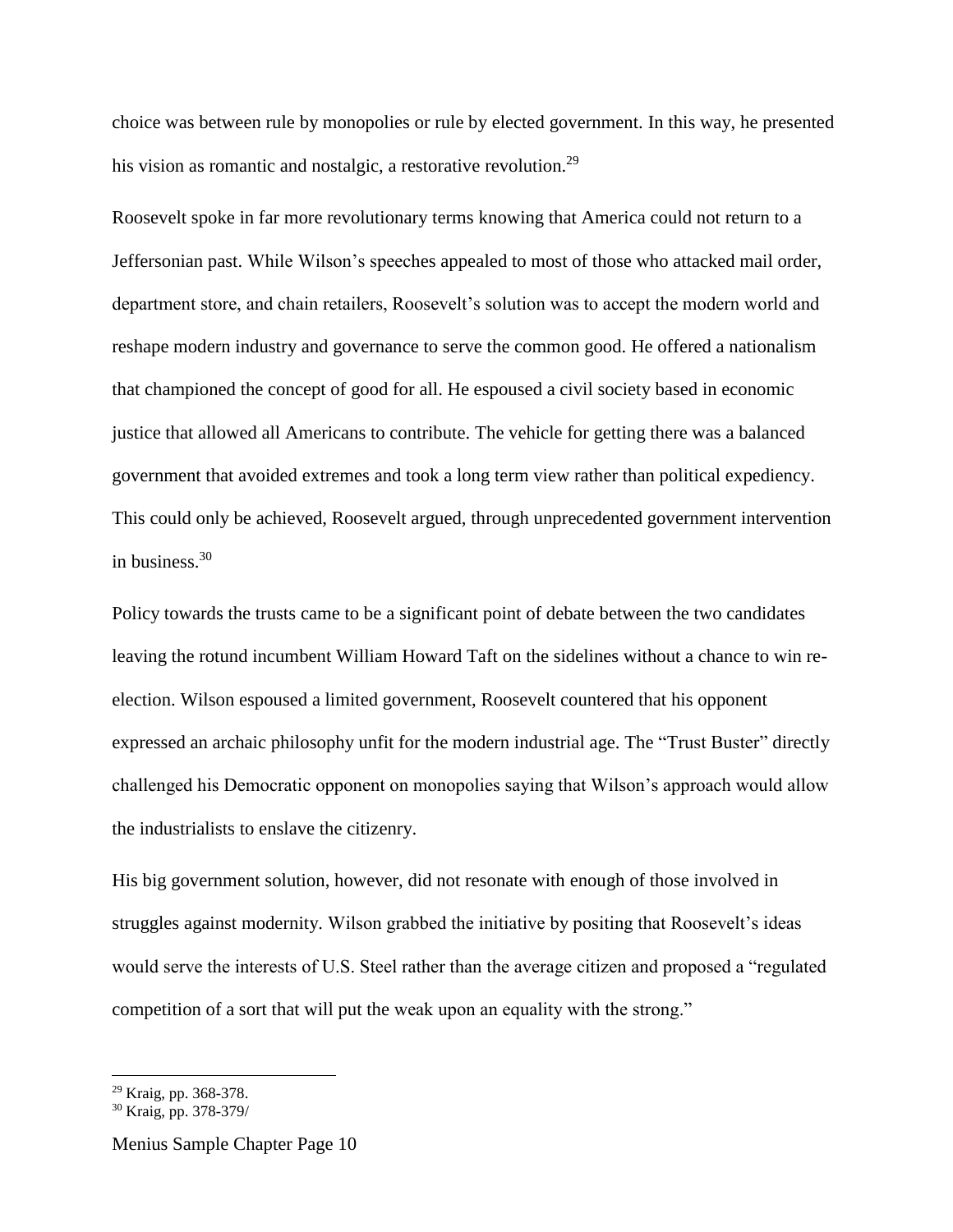choice was between rule by monopolies or rule by elected government. In this way, he presented his vision as romantic and nostalgic, a restorative revolution.[29]

Roosevelt spoke in far more revolutionary terms knowing that America could not return to a Jeffersonian past. While Wilson's speeches appealed to most of those who attacked mail order, department store, and chain retailers, Roosevelt's solution was to accept the modern world and reshape modern industry and governance to serve the common good. He offered a nationalism that championed the concept of good for all. He espoused a civil society based in economic justice that allowed all Americans to contribute. The vehicle for getting there was a balanced government that avoided extremes and took a long term view rather than political expediency. This could only be achieved, Roosevelt argued, through unprecedented government intervention in business.[30]

Policy towards the trusts came to be a significant point of debate between the two candidates leaving the rotund incumbent William Howard Taft on the sidelines without a chance to win re-election. Wilson espoused a limited government, Roosevelt countered that his opponent expressed an archaic philosophy unfit for the modern industrial age. The "Trust Buster" directly challenged his Democratic opponent on monopolies saying that Wilson's approach would allow the industrialists to enslave the citizenry.

His big government solution, however, did not resonate with enough of those involved in struggles against modernity. Wilson grabbed the initiative by positing that Roosevelt's ideas would serve the interests of U.S. Steel rather than the average citizen and proposed a "regulated competition of a sort that will put the weak upon an equality with the strong."

---

[29] Kraig, pp. 368-378.

[30] Kraig, pp. 378-379/

Menius Sample Chapter Page 10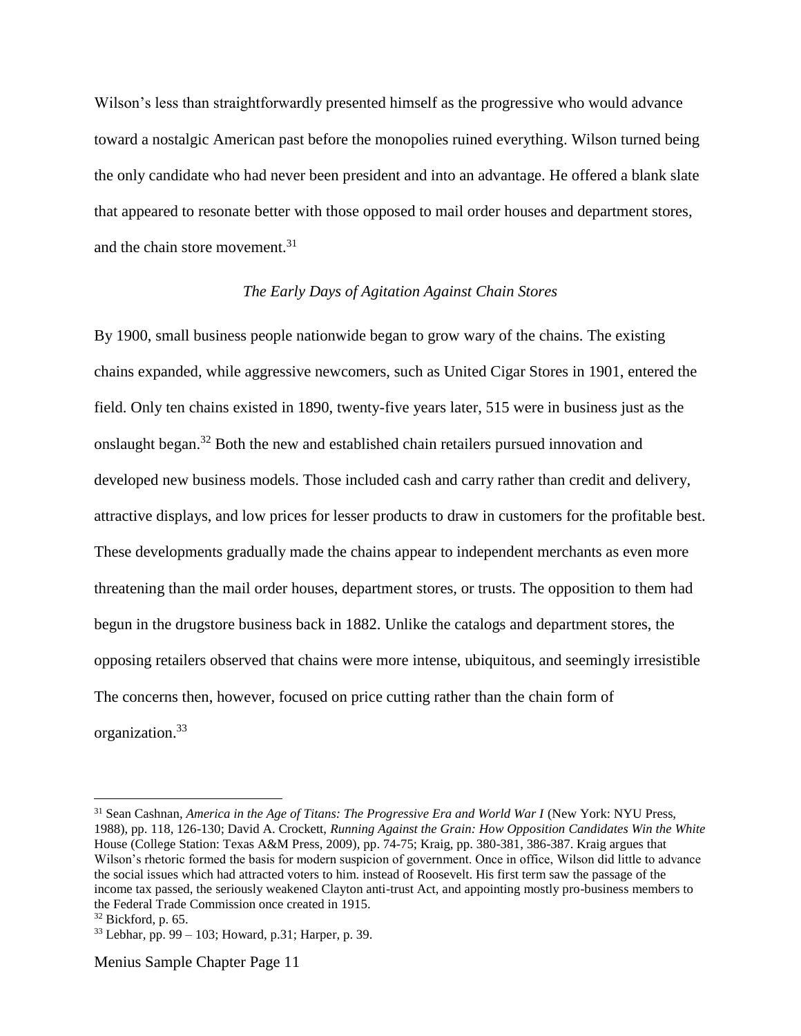Wilson's less than straightforwardly presented himself as the progressive who would advance toward a nostalgic American past before the monopolies ruined everything. Wilson turned being the only candidate who had never been president and into an advantage. He offered a blank slate that appeared to resonate better with those opposed to mail order houses and department stores, and the chain store movement.[31]

*The Early Days of Agitation Against Chain Stores*

By 1900, small business people nationwide began to grow wary of the chains. The existing chains expanded, while aggressive newcomers, such as United Cigar Stores in 1901, entered the field. Only ten chains existed in 1890, twenty-five years later, 515 were in business just as the onslaught began.[32] Both the new and established chain retailers pursued innovation and developed new business models. Those included cash and carry rather than credit and delivery, attractive displays, and low prices for lesser products to draw in customers for the profitable best. These developments gradually made the chains appear to independent merchants as even more threatening than the mail order houses, department stores, or trusts. The opposition to them had begun in the drugstore business back in 1882. Unlike the catalogs and department stores, the opposing retailers observed that chains were more intense, ubiquitous, and seemingly irresistible The concerns then, however, focused on price cutting rather than the chain form of organization.[33]

---

[31] Sean Cashnan, *America in the Age of Titans: The Progressive Era and World War I* (New York: NYU Press, 1988), pp. 118, 126-130; David A. Crockett, *Running Against the Grain: How Opposition Candidates Win the White* House (College Station: Texas A&M Press, 2009), pp. 74-75; Kraig, pp. 380-381, 386-387. Kraig argues that Wilson's rhetoric formed the basis for modern suspicion of government. Once in office, Wilson did little to advance the social issues which had attracted voters to him. instead of Roosevelt. His first term saw the passage of the income tax passed, the seriously weakened Clayton anti-trust Act, and appointing mostly pro-business members to the Federal Trade Commission once created in 1915.

[32] Bickford, p. 65.

[33] Lebhar, pp. 99 – 103; Howard, p.31; Harper, p. 39.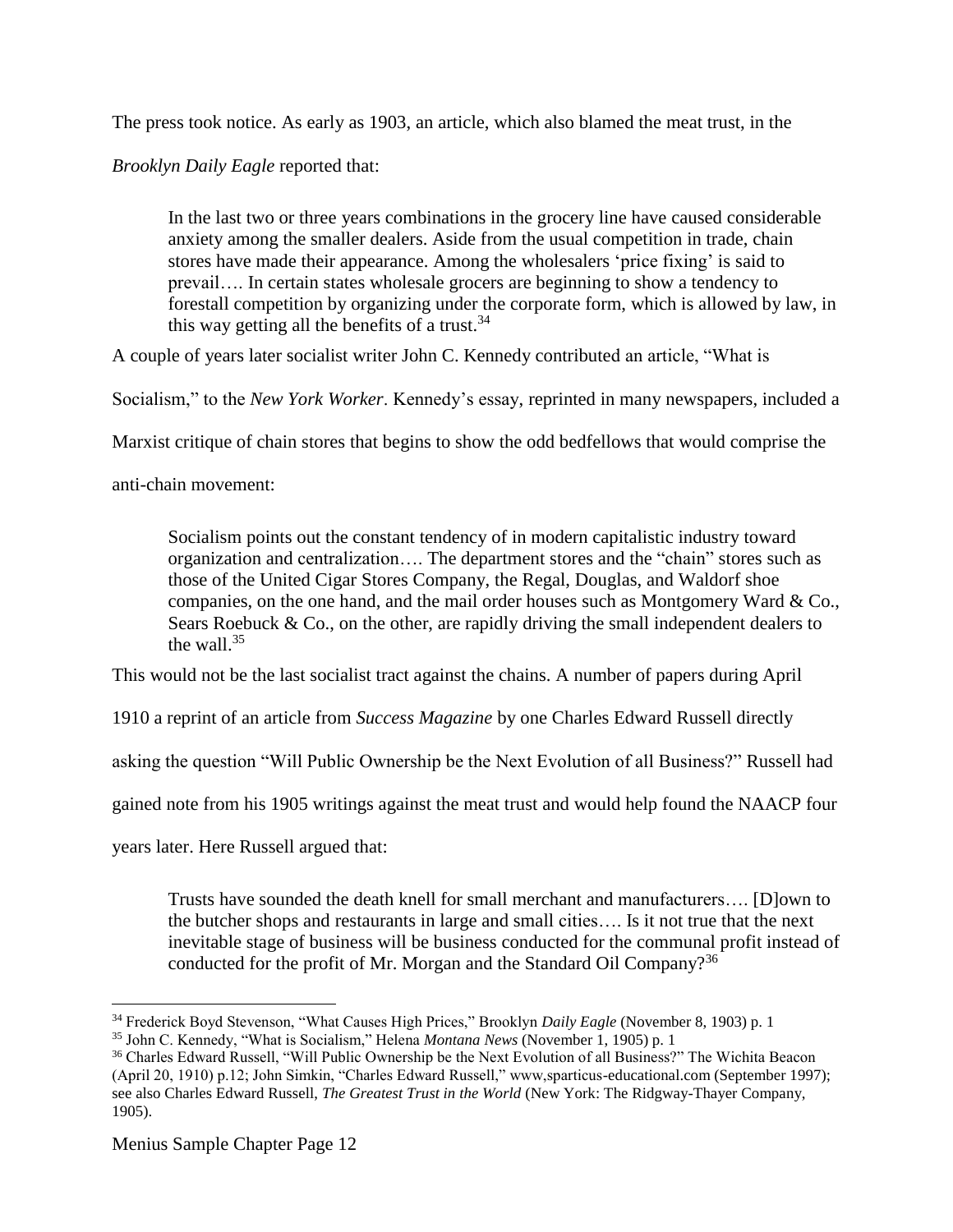The press took notice. As early as 1903, an article, which also blamed the meat trust, in the *Brooklyn Daily Eagle* reported that:

> In the last two or three years combinations in the grocery line have caused considerable anxiety among the smaller dealers. Aside from the usual competition in trade, chain stores have made their appearance. Among the wholesalers 'price fixing' is said to prevail…. In certain states wholesale grocers are beginning to show a tendency to forestall competition by organizing under the corporate form, which is allowed by law, in this way getting all the benefits of a trust.[34]

A couple of years later socialist writer John C. Kennedy contributed an article, "What is Socialism," to the *New York Worker*. Kennedy's essay, reprinted in many newspapers, included a Marxist critique of chain stores that begins to show the odd bedfellows that would comprise the anti-chain movement:

> Socialism points out the constant tendency of in modern capitalistic industry toward organization and centralization…. The department stores and the "chain" stores such as those of the United Cigar Stores Company, the Regal, Douglas, and Waldorf shoe companies, on the one hand, and the mail order houses such as Montgomery Ward & Co., Sears Roebuck & Co., on the other, are rapidly driving the small independent dealers to the wall.[35]

This would not be the last socialist tract against the chains. A number of papers during April 1910 a reprint of an article from *Success Magazine* by one Charles Edward Russell directly asking the question "Will Public Ownership be the Next Evolution of all Business?" Russell had gained note from his 1905 writings against the meat trust and would help found the NAACP four years later. Here Russell argued that:

> Trusts have sounded the death knell for small merchant and manufacturers…. [D]own to the butcher shops and restaurants in large and small cities…. Is it not true that the next inevitable stage of business will be business conducted for the communal profit instead of conducted for the profit of Mr. Morgan and the Standard Oil Company?[36]

---

[34] Frederick Boyd Stevenson, "What Causes High Prices," Brooklyn *Daily Eagle* (November 8, 1903) p. 1

[35] John C. Kennedy, "What is Socialism," Helena *Montana News* (November 1, 1905) p. 1

[36] Charles Edward Russell, "Will Public Ownership be the Next Evolution of all Business?" The Wichita Beacon (April 20, 1910) p.12; John Simkin, "Charles Edward Russell," www,sparticus-educational.com (September 1997); see also Charles Edward Russell, *The Greatest Trust in the World* (New York: The Ridgway-Thayer Company, 1905).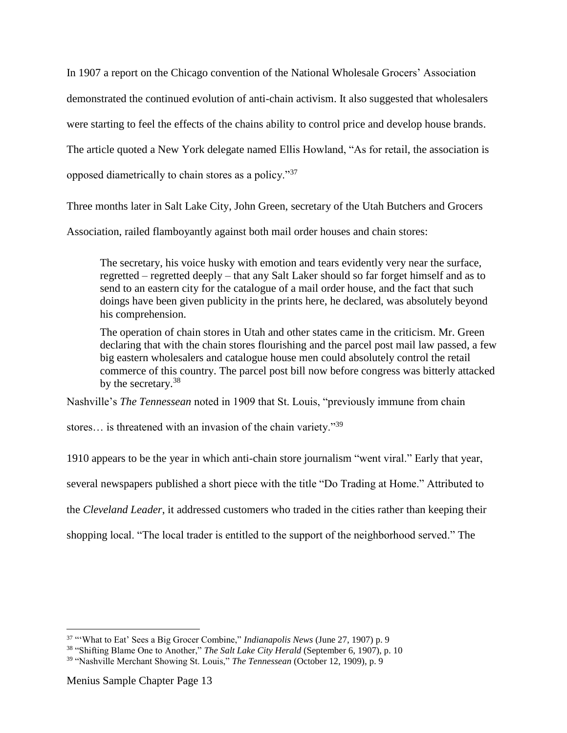In 1907 a report on the Chicago convention of the National Wholesale Grocers' Association demonstrated the continued evolution of anti-chain activism. It also suggested that wholesalers were starting to feel the effects of the chains ability to control price and develop house brands. The article quoted a New York delegate named Ellis Howland, "As for retail, the association is opposed diametrically to chain stores as a policy."[37]

Three months later in Salt Lake City, John Green, secretary of the Utah Butchers and Grocers Association, railed flamboyantly against both mail order houses and chain stores:

> The secretary, his voice husky with emotion and tears evidently very near the surface, regretted – regretted deeply – that any Salt Laker should so far forget himself and as to send to an eastern city for the catalogue of a mail order house, and the fact that such doings have been given publicity in the prints here, he declared, was absolutely beyond his comprehension.
>
> The operation of chain stores in Utah and other states came in the criticism. Mr. Green declaring that with the chain stores flourishing and the parcel post mail law passed, a few big eastern wholesalers and catalogue house men could absolutely control the retail commerce of this country. The parcel post bill now before congress was bitterly attacked by the secretary.[38]

Nashville's *The Tennessean* noted in 1909 that St. Louis, "previously immune from chain stores… is threatened with an invasion of the chain variety."[39]

1910 appears to be the year in which anti-chain store journalism "went viral." Early that year, several newspapers published a short piece with the title "Do Trading at Home." Attributed to the *Cleveland Leader*, it addressed customers who traded in the cities rather than keeping their shopping local. "The local trader is entitled to the support of the neighborhood served." The

---

[37] "'What to Eat' Sees a Big Grocer Combine," *Indianapolis News* (June 27, 1907) p. 9

[38] "Shifting Blame One to Another," *The Salt Lake City Herald* (September 6, 1907), p. 10

[39] "Nashville Merchant Showing St. Louis," *The Tennessean* (October 12, 1909), p. 9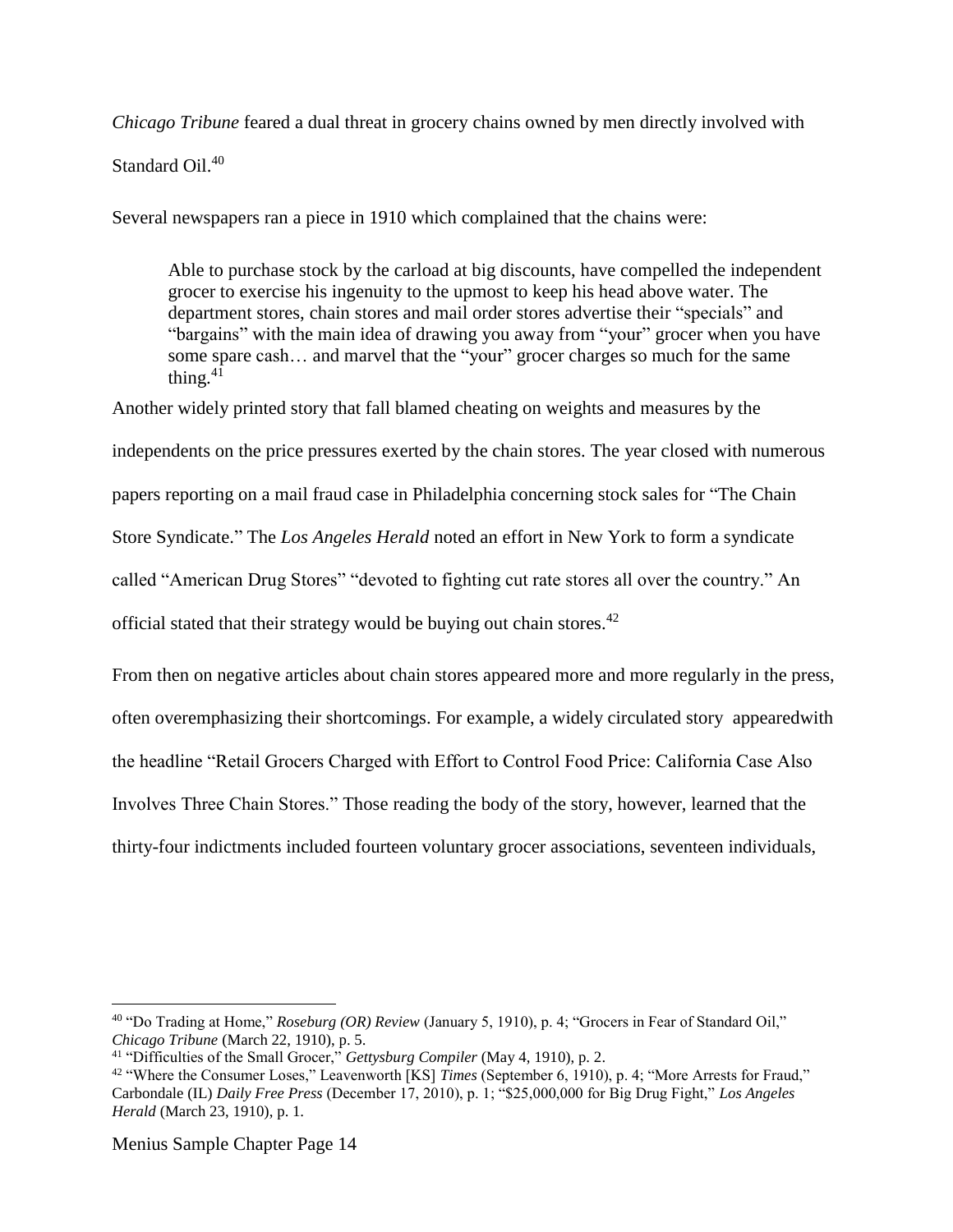*Chicago Tribune* feared a dual threat in grocery chains owned by men directly involved with Standard Oil.[40]

Several newspapers ran a piece in 1910 which complained that the chains were:

> Able to purchase stock by the carload at big discounts, have compelled the independent grocer to exercise his ingenuity to the upmost to keep his head above water. The department stores, chain stores and mail order stores advertise their "specials" and "bargains" with the main idea of drawing you away from "your" grocer when you have some spare cash… and marvel that the "your" grocer charges so much for the same thing.[41]

Another widely printed story that fall blamed cheating on weights and measures by the independents on the price pressures exerted by the chain stores. The year closed with numerous papers reporting on a mail fraud case in Philadelphia concerning stock sales for "The Chain Store Syndicate." The *Los Angeles Herald* noted an effort in New York to form a syndicate called "American Drug Stores" "devoted to fighting cut rate stores all over the country." An official stated that their strategy would be buying out chain stores.[42]

From then on negative articles about chain stores appeared more and more regularly in the press, often overemphasizing their shortcomings. For example, a widely circulated story appearedwith the headline "Retail Grocers Charged with Effort to Control Food Price: California Case Also Involves Three Chain Stores." Those reading the body of the story, however, learned that the thirty-four indictments included fourteen voluntary grocer associations, seventeen individuals,

---

[40] "Do Trading at Home," *Roseburg (OR) Review* (January 5, 1910), p. 4; "Grocers in Fear of Standard Oil," *Chicago Tribune* (March 22, 1910), p. 5.

[41] "Difficulties of the Small Grocer," *Gettysburg Compiler* (May 4, 1910), p. 2.

[42] "Where the Consumer Loses," Leavenworth [KS] *Times* (September 6, 1910), p. 4; "More Arrests for Fraud," Carbondale (IL) *Daily Free Press* (December 17, 2010), p. 1; "$25,000,000 for Big Drug Fight," *Los Angeles Herald* (March 23, 1910), p. 1.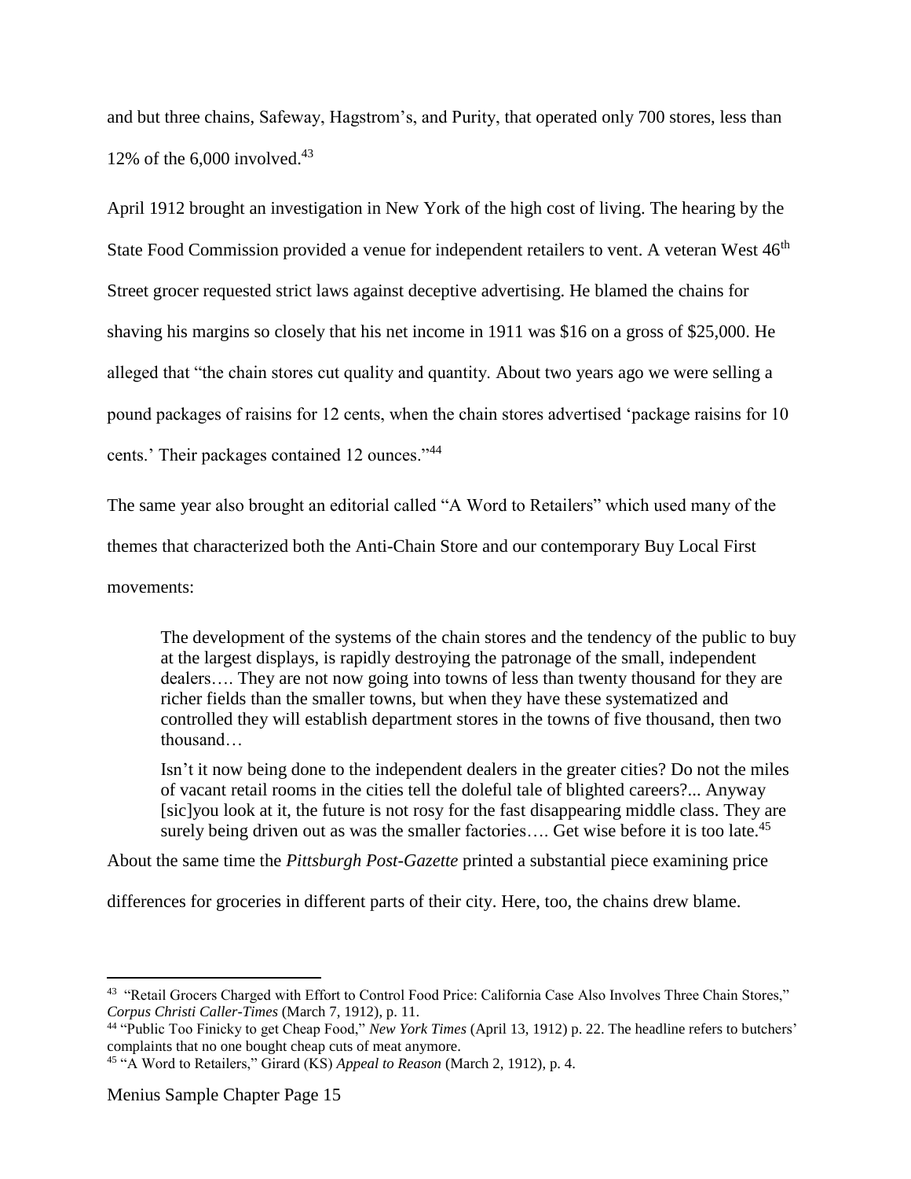and but three chains, Safeway, Hagstrom's, and Purity, that operated only 700 stores, less than 12% of the 6,000 involved.[43]

April 1912 brought an investigation in New York of the high cost of living. The hearing by the State Food Commission provided a venue for independent retailers to vent. A veteran West 46th Street grocer requested strict laws against deceptive advertising. He blamed the chains for shaving his margins so closely that his net income in 1911 was $16 on a gross of $25,000. He alleged that "the chain stores cut quality and quantity. About two years ago we were selling a pound packages of raisins for 12 cents, when the chain stores advertised 'package raisins for 10 cents.' Their packages contained 12 ounces."[44]

The same year also brought an editorial called "A Word to Retailers" which used many of the themes that characterized both the Anti-Chain Store and our contemporary Buy Local First movements:

> The development of the systems of the chain stores and the tendency of the public to buy at the largest displays, is rapidly destroying the patronage of the small, independent dealers…. They are not now going into towns of less than twenty thousand for they are richer fields than the smaller towns, but when they have these systematized and controlled they will establish department stores in the towns of five thousand, then two thousand…
>
> Isn't it now being done to the independent dealers in the greater cities? Do not the miles of vacant retail rooms in the cities tell the doleful tale of blighted careers?... Anyway [sic]you look at it, the future is not rosy for the fast disappearing middle class. They are surely being driven out as was the smaller factories…. Get wise before it is too late.[45]

About the same time the *Pittsburgh Post-Gazette* printed a substantial piece examining price differences for groceries in different parts of their city. Here, too, the chains drew blame.

---

[43] "Retail Grocers Charged with Effort to Control Food Price: California Case Also Involves Three Chain Stores," *Corpus Christi Caller-Times* (March 7, 1912), p. 11.

[44] "Public Too Finicky to get Cheap Food," *New York Times* (April 13, 1912) p. 22. The headline refers to butchers' complaints that no one bought cheap cuts of meat anymore.

[45] "A Word to Retailers," Girard (KS) *Appeal to Reason* (March 2, 1912), p. 4.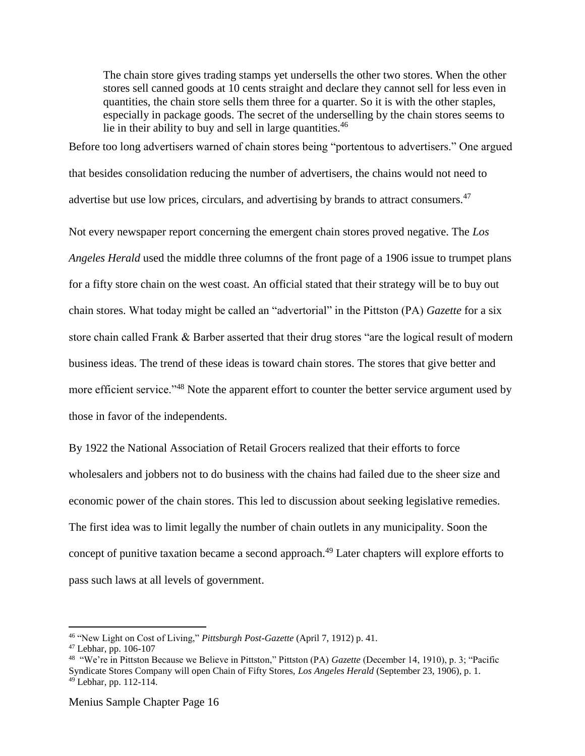> The chain store gives trading stamps yet undersells the other two stores. When the other stores sell canned goods at 10 cents straight and declare they cannot sell for less even in quantities, the chain store sells them three for a quarter. So it is with the other staples, especially in package goods. The secret of the underselling by the chain stores seems to lie in their ability to buy and sell in large quantities.[46]

Before too long advertisers warned of chain stores being "portentous to advertisers." One argued that besides consolidation reducing the number of advertisers, the chains would not need to advertise but use low prices, circulars, and advertising by brands to attract consumers.[47]

Not every newspaper report concerning the emergent chain stores proved negative. The *Los Angeles Herald* used the middle three columns of the front page of a 1906 issue to trumpet plans for a fifty store chain on the west coast. An official stated that their strategy will be to buy out chain stores. What today might be called an "advertorial" in the Pittston (PA) *Gazette* for a six store chain called Frank & Barber asserted that their drug stores "are the logical result of modern business ideas. The trend of these ideas is toward chain stores. The stores that give better and more efficient service."[48] Note the apparent effort to counter the better service argument used by those in favor of the independents.

By 1922 the National Association of Retail Grocers realized that their efforts to force wholesalers and jobbers not to do business with the chains had failed due to the sheer size and economic power of the chain stores. This led to discussion about seeking legislative remedies. The first idea was to limit legally the number of chain outlets in any municipality. Soon the concept of punitive taxation became a second approach.[49] Later chapters will explore efforts to pass such laws at all levels of government.

---

[46] "New Light on Cost of Living," *Pittsburgh Post-Gazette* (April 7, 1912) p. 41.

[47] Lebhar, pp. 106-107

[48] "We're in Pittston Because we Believe in Pittston," Pittston (PA) *Gazette* (December 14, 1910), p. 3; "Pacific Syndicate Stores Company will open Chain of Fifty Stores, *Los Angeles Herald* (September 23, 1906), p. 1.

[49] Lebhar, pp. 112-114.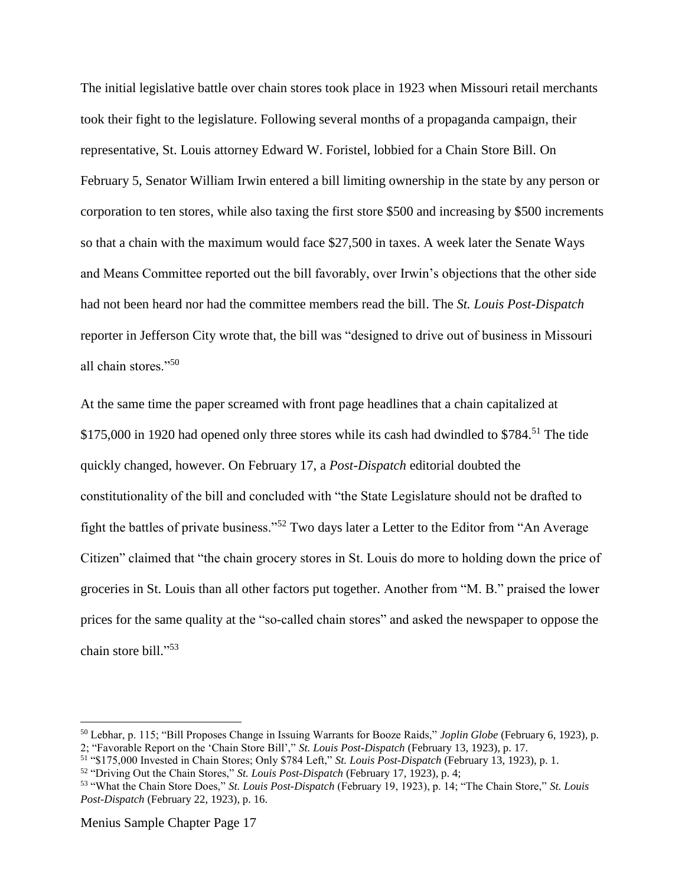The initial legislative battle over chain stores took place in 1923 when Missouri retail merchants took their fight to the legislature. Following several months of a propaganda campaign, their representative, St. Louis attorney Edward W. Foristel, lobbied for a Chain Store Bill. On February 5, Senator William Irwin entered a bill limiting ownership in the state by any person or corporation to ten stores, while also taxing the first store \$500 and increasing by \$500 increments so that a chain with the maximum would face \$27,500 in taxes. A week later the Senate Ways and Means Committee reported out the bill favorably, over Irwin's objections that the other side had not been heard nor had the committee members read the bill. The *St. Louis Post-Dispatch* reporter in Jefferson City wrote that, the bill was "designed to drive out of business in Missouri all chain stores."[50]

At the same time the paper screamed with front page headlines that a chain capitalized at \$175,000 in 1920 had opened only three stores while its cash had dwindled to \$784.[51] The tide quickly changed, however. On February 17, a *Post-Dispatch* editorial doubted the constitutionality of the bill and concluded with "the State Legislature should not be drafted to fight the battles of private business."[52] Two days later a Letter to the Editor from "An Average Citizen" claimed that "the chain grocery stores in St. Louis do more to holding down the price of groceries in St. Louis than all other factors put together. Another from "M. B." praised the lower prices for the same quality at the "so-called chain stores" and asked the newspaper to oppose the chain store bill."[53]

---

[50] Lebhar, p. 115; "Bill Proposes Change in Issuing Warrants for Booze Raids," *Joplin Globe* (February 6, 1923), p. 2; "Favorable Report on the 'Chain Store Bill'," *St. Louis Post-Dispatch* (February 13, 1923), p. 17.

[51] "\$175,000 Invested in Chain Stores; Only \$784 Left," *St. Louis Post-Dispatch* (February 13, 1923), p. 1.

[52] "Driving Out the Chain Stores," *St. Louis Post-Dispatch* (February 17, 1923), p. 4;

[53] "What the Chain Store Does," *St. Louis Post-Dispatch* (February 19, 1923), p. 14; "The Chain Store," *St. Louis Post-Dispatch* (February 22, 1923), p. 16.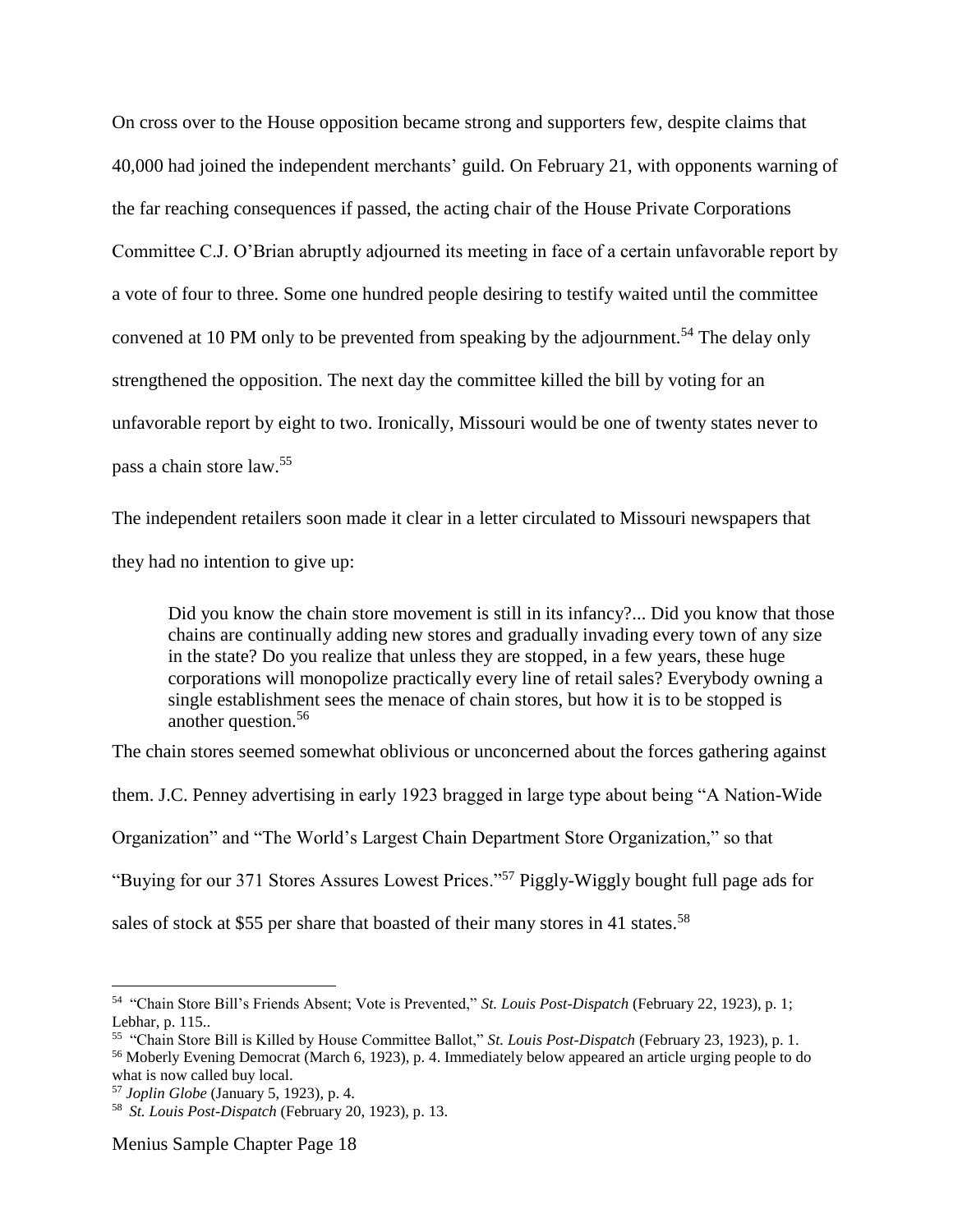On cross over to the House opposition became strong and supporters few, despite claims that 40,000 had joined the independent merchants' guild. On February 21, with opponents warning of the far reaching consequences if passed, the acting chair of the House Private Corporations Committee C.J. O'Brian abruptly adjourned its meeting in face of a certain unfavorable report by a vote of four to three. Some one hundred people desiring to testify waited until the committee convened at 10 PM only to be prevented from speaking by the adjournment.[54] The delay only strengthened the opposition. The next day the committee killed the bill by voting for an unfavorable report by eight to two. Ironically, Missouri would be one of twenty states never to pass a chain store law.[55]

The independent retailers soon made it clear in a letter circulated to Missouri newspapers that they had no intention to give up:

> Did you know the chain store movement is still in its infancy?... Did you know that those chains are continually adding new stores and gradually invading every town of any size in the state? Do you realize that unless they are stopped, in a few years, these huge corporations will monopolize practically every line of retail sales? Everybody owning a single establishment sees the menace of chain stores, but how it is to be stopped is another question.[56]

The chain stores seemed somewhat oblivious or unconcerned about the forces gathering against them. J.C. Penney advertising in early 1923 bragged in large type about being "A Nation-Wide Organization" and "The World's Largest Chain Department Store Organization," so that "Buying for our 371 Stores Assures Lowest Prices."[57] Piggly-Wiggly bought full page ads for sales of stock at $55 per share that boasted of their many stores in 41 states.[58]

---

[54] "Chain Store Bill's Friends Absent; Vote is Prevented," *St. Louis Post-Dispatch* (February 22, 1923), p. 1; Lebhar, p. 115..

[55] "Chain Store Bill is Killed by House Committee Ballot," *St. Louis Post-Dispatch* (February 23, 1923), p. 1.

[56] Moberly Evening Democrat (March 6, 1923), p. 4. Immediately below appeared an article urging people to do what is now called buy local.

[57] *Joplin Globe* (January 5, 1923), p. 4.

[58] *St. Louis Post-Dispatch* (February 20, 1923), p. 13.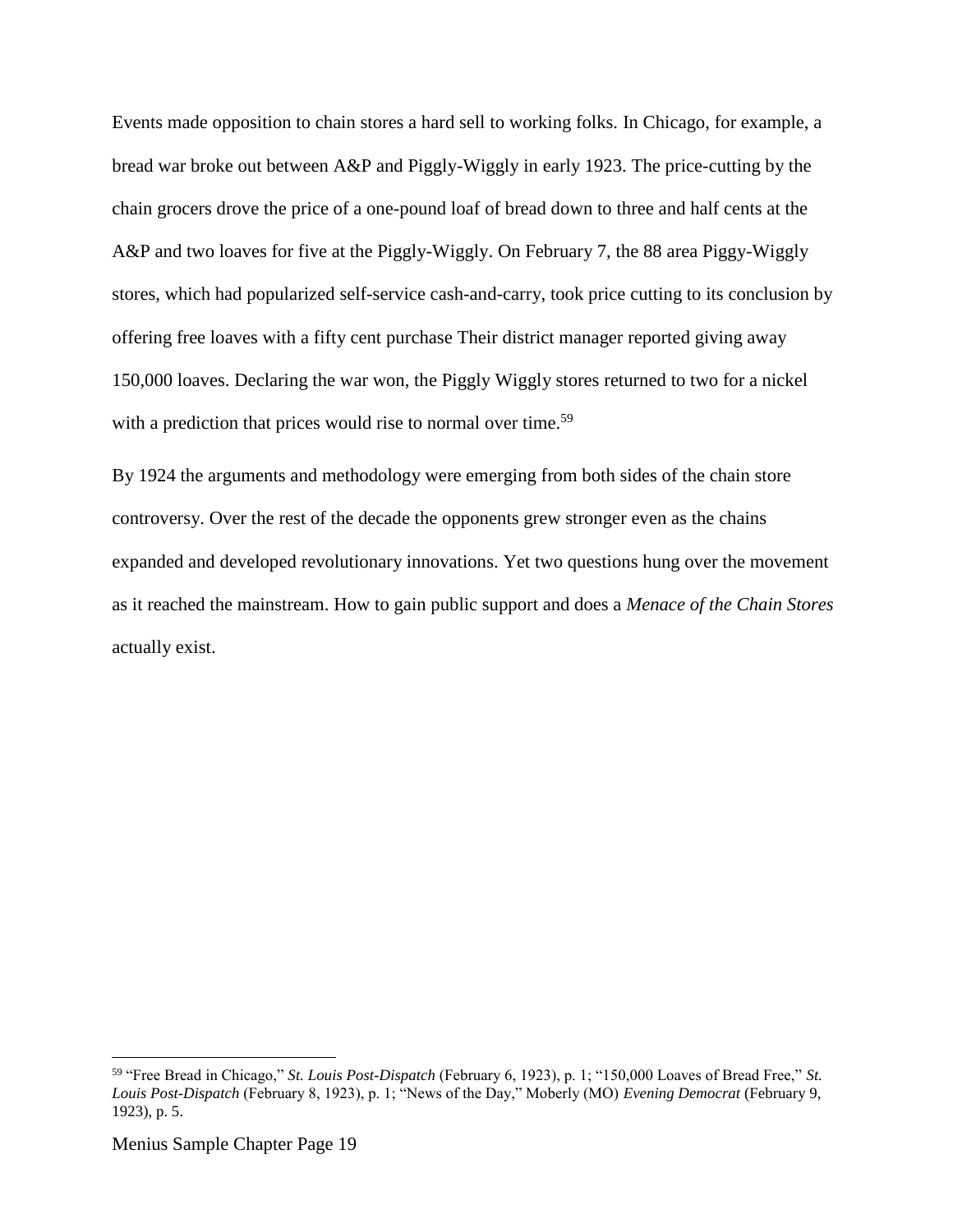Events made opposition to chain stores a hard sell to working folks. In Chicago, for example, a bread war broke out between A&P and Piggly-Wiggly in early 1923. The price-cutting by the chain grocers drove the price of a one-pound loaf of bread down to three and half cents at the A&P and two loaves for five at the Piggly-Wiggly. On February 7, the 88 area Piggy-Wiggly stores, which had popularized self-service cash-and-carry, took price cutting to its conclusion by offering free loaves with a fifty cent purchase Their district manager reported giving away 150,000 loaves. Declaring the war won, the Piggly Wiggly stores returned to two for a nickel with a prediction that prices would rise to normal over time.[59]

By 1924 the arguments and methodology were emerging from both sides of the chain store controversy. Over the rest of the decade the opponents grew stronger even as the chains expanded and developed revolutionary innovations. Yet two questions hung over the movement as it reached the mainstream. How to gain public support and does a *Menace of the Chain Stores* actually exist.

---

[59] "Free Bread in Chicago," *St. Louis Post-Dispatch* (February 6, 1923), p. 1; "150,000 Loaves of Bread Free," *St. Louis Post-Dispatch* (February 8, 1923), p. 1; "News of the Day," Moberly (MO) *Evening Democrat* (February 9, 1923), p. 5.